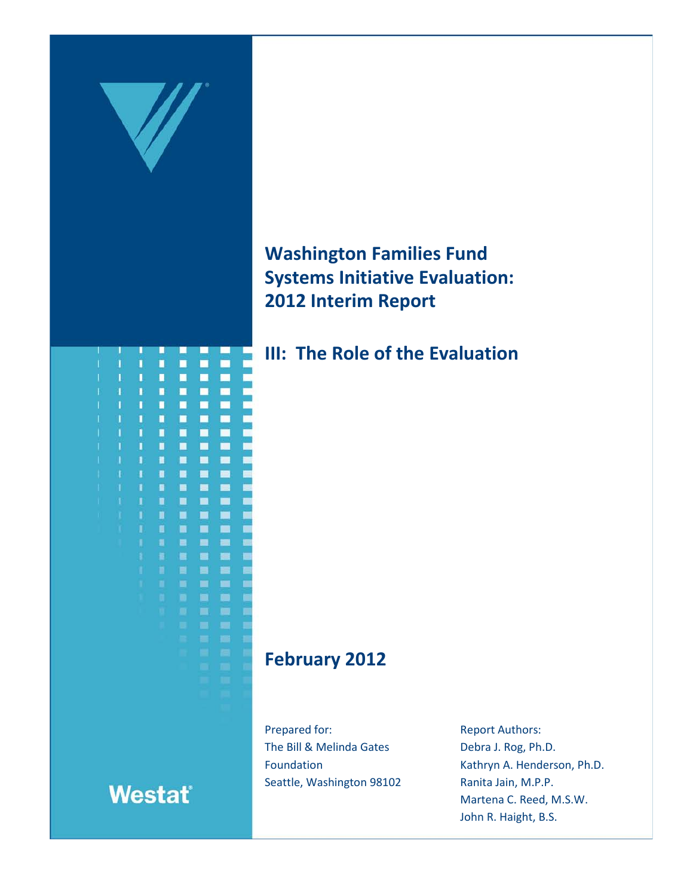# Washington Families Fund Systems Initiative Evaluation: 2012 Interim Report

## III: The Role of the Evaluation

**February 2012**

Prepared for:
The Bill & Melinda Gates Foundation
Seattle, Washington 98102

Report Authors:
Debra J. Rog, Ph.D.
Kathryn A. Henderson, Ph.D.
Ranita Jain, M.P.P.
Martena C. Reed, M.S.W.
John R. Haight, B.S.

Westat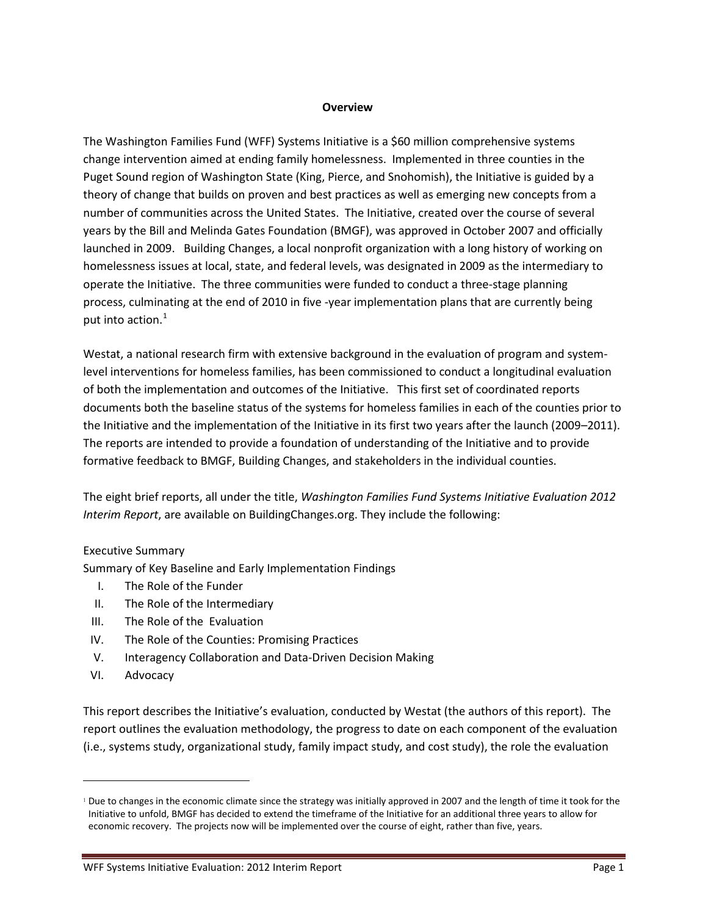**Overview**

The Washington Families Fund (WFF) Systems Initiative is a $60 million comprehensive systems change intervention aimed at ending family homelessness. Implemented in three counties in the Puget Sound region of Washington State (King, Pierce, and Snohomish), the Initiative is guided by a theory of change that builds on proven and best practices as well as emerging new concepts from a number of communities across the United States. The Initiative, created over the course of several years by the Bill and Melinda Gates Foundation (BMGF), was approved in October 2007 and officially launched in 2009. Building Changes, a local nonprofit organization with a long history of working on homelessness issues at local, state, and federal levels, was designated in 2009 as the intermediary to operate the Initiative. The three communities were funded to conduct a three-stage planning process, culminating at the end of 2010 in five -year implementation plans that are currently being put into action.[1]

Westat, a national research firm with extensive background in the evaluation of program and system-level interventions for homeless families, has been commissioned to conduct a longitudinal evaluation of both the implementation and outcomes of the Initiative. This first set of coordinated reports documents both the baseline status of the systems for homeless families in each of the counties prior to the Initiative and the implementation of the Initiative in its first two years after the launch (2009–2011). The reports are intended to provide a foundation of understanding of the Initiative and to provide formative feedback to BMGF, Building Changes, and stakeholders in the individual counties.

The eight brief reports, all under the title, *Washington Families Fund Systems Initiative Evaluation 2012 Interim Report*, are available on BuildingChanges.org. They include the following:

Executive Summary
Summary of Key Baseline and Early Implementation Findings

I. The Role of the Funder
II. The Role of the Intermediary
III. The Role of the Evaluation
IV. The Role of the Counties: Promising Practices
V. Interagency Collaboration and Data-Driven Decision Making
VI. Advocacy

This report describes the Initiative's evaluation, conducted by Westat (the authors of this report). The report outlines the evaluation methodology, the progress to date on each component of the evaluation (i.e., systems study, organizational study, family impact study, and cost study), the role the evaluation

[1] Due to changes in the economic climate since the strategy was initially approved in 2007 and the length of time it took for the Initiative to unfold, BMGF has decided to extend the timeframe of the Initiative for an additional three years to allow for economic recovery. The projects now will be implemented over the course of eight, rather than five, years.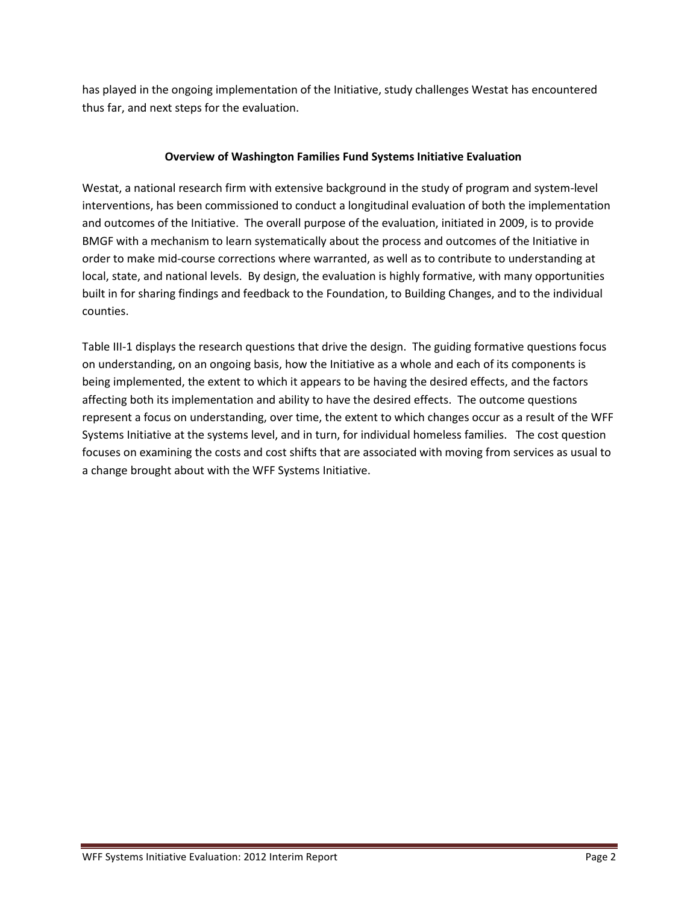has played in the ongoing implementation of the Initiative, study challenges Westat has encountered thus far, and next steps for the evaluation.

## Overview of Washington Families Fund Systems Initiative Evaluation

Westat, a national research firm with extensive background in the study of program and system-level interventions, has been commissioned to conduct a longitudinal evaluation of both the implementation and outcomes of the Initiative. The overall purpose of the evaluation, initiated in 2009, is to provide BMGF with a mechanism to learn systematically about the process and outcomes of the Initiative in order to make mid-course corrections where warranted, as well as to contribute to understanding at local, state, and national levels. By design, the evaluation is highly formative, with many opportunities built in for sharing findings and feedback to the Foundation, to Building Changes, and to the individual counties.

Table III-1 displays the research questions that drive the design. The guiding formative questions focus on understanding, on an ongoing basis, how the Initiative as a whole and each of its components is being implemented, the extent to which it appears to be having the desired effects, and the factors affecting both its implementation and ability to have the desired effects. The outcome questions represent a focus on understanding, over time, the extent to which changes occur as a result of the WFF Systems Initiative at the systems level, and in turn, for individual homeless families. The cost question focuses on examining the costs and cost shifts that are associated with moving from services as usual to a change brought about with the WFF Systems Initiative.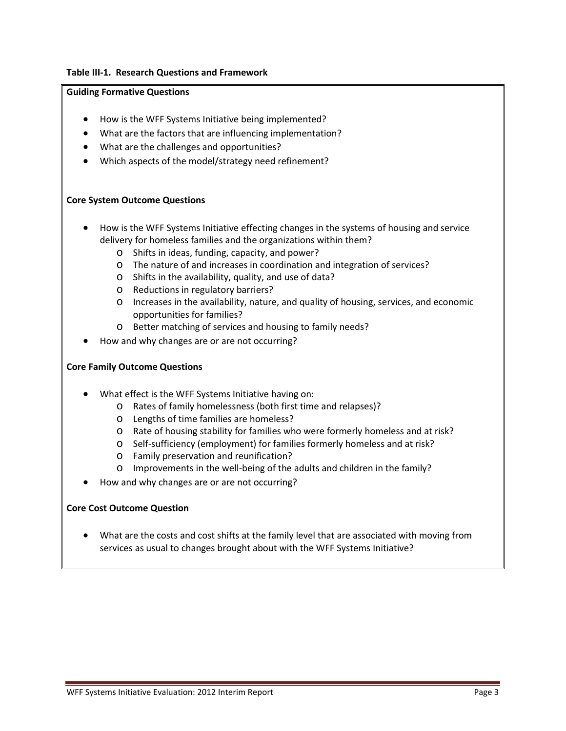**Table III-1. Research Questions and Framework**

**Guiding Formative Questions**

- How is the WFF Systems Initiative being implemented?
- What are the factors that are influencing implementation?
- What are the challenges and opportunities?
- Which aspects of the model/strategy need refinement?

**Core System Outcome Questions**

- How is the WFF Systems Initiative effecting changes in the systems of housing and service delivery for homeless families and the organizations within them?
  - Shifts in ideas, funding, capacity, and power?
  - The nature of and increases in coordination and integration of services?
  - Shifts in the availability, quality, and use of data?
  - Reductions in regulatory barriers?
  - Increases in the availability, nature, and quality of housing, services, and economic opportunities for families?
  - Better matching of services and housing to family needs?
- How and why changes are or are not occurring?

**Core Family Outcome Questions**

- What effect is the WFF Systems Initiative having on:
  - Rates of family homelessness (both first time and relapses)?
  - Lengths of time families are homeless?
  - Rate of housing stability for families who were formerly homeless and at risk?
  - Self-sufficiency (employment) for families formerly homeless and at risk?
  - Family preservation and reunification?
  - Improvements in the well-being of the adults and children in the family?
- How and why changes are or are not occurring?

**Core Cost Outcome Question**

- What are the costs and cost shifts at the family level that are associated with moving from services as usual to changes brought about with the WFF Systems Initiative?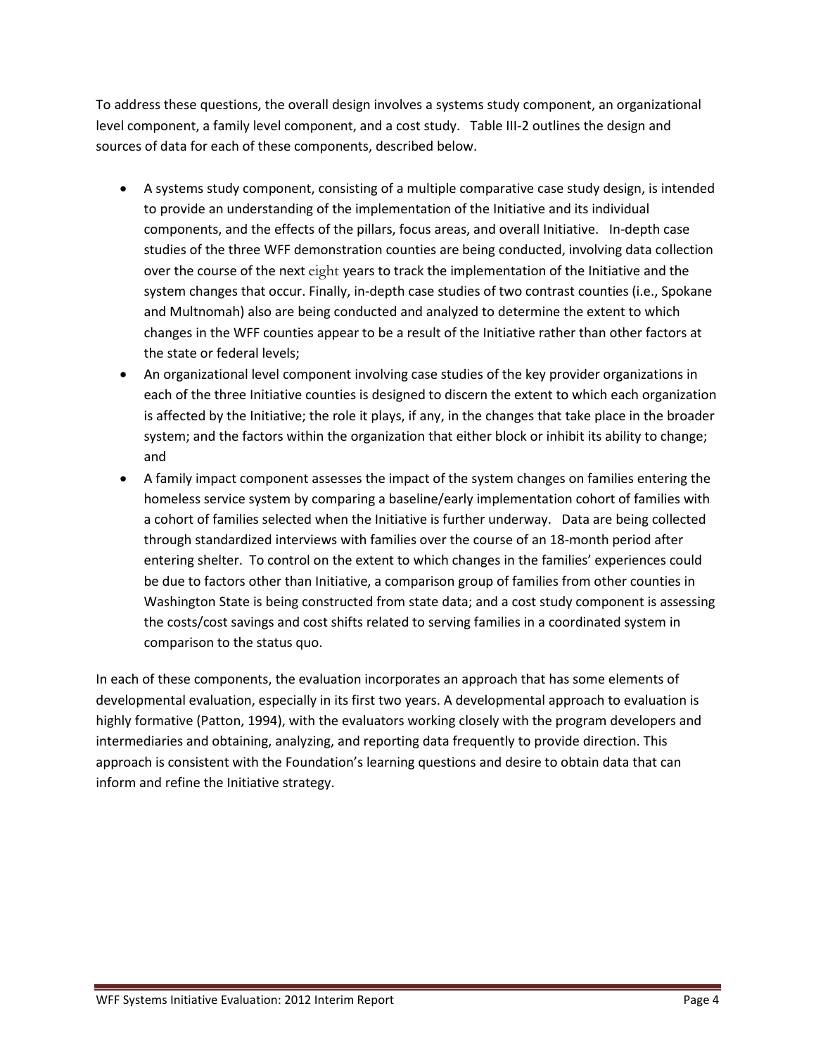To address these questions, the overall design involves a systems study component, an organizational level component, a family level component, and a cost study. Table III-2 outlines the design and sources of data for each of these components, described below.

- A systems study component, consisting of a multiple comparative case study design, is intended to provide an understanding of the implementation of the Initiative and its individual components, and the effects of the pillars, focus areas, and overall Initiative. In-depth case studies of the three WFF demonstration counties are being conducted, involving data collection over the course of the next eight years to track the implementation of the Initiative and the system changes that occur. Finally, in-depth case studies of two contrast counties (i.e., Spokane and Multnomah) also are being conducted and analyzed to determine the extent to which changes in the WFF counties appear to be a result of the Initiative rather than other factors at the state or federal levels;
- An organizational level component involving case studies of the key provider organizations in each of the three Initiative counties is designed to discern the extent to which each organization is affected by the Initiative; the role it plays, if any, in the changes that take place in the broader system; and the factors within the organization that either block or inhibit its ability to change; and
- A family impact component assesses the impact of the system changes on families entering the homeless service system by comparing a baseline/early implementation cohort of families with a cohort of families selected when the Initiative is further underway. Data are being collected through standardized interviews with families over the course of an 18-month period after entering shelter. To control on the extent to which changes in the families' experiences could be due to factors other than Initiative, a comparison group of families from other counties in Washington State is being constructed from state data; and a cost study component is assessing the costs/cost savings and cost shifts related to serving families in a coordinated system in comparison to the status quo.

In each of these components, the evaluation incorporates an approach that has some elements of developmental evaluation, especially in its first two years. A developmental approach to evaluation is highly formative (Patton, 1994), with the evaluators working closely with the program developers and intermediaries and obtaining, analyzing, and reporting data frequently to provide direction. This approach is consistent with the Foundation's learning questions and desire to obtain data that can inform and refine the Initiative strategy.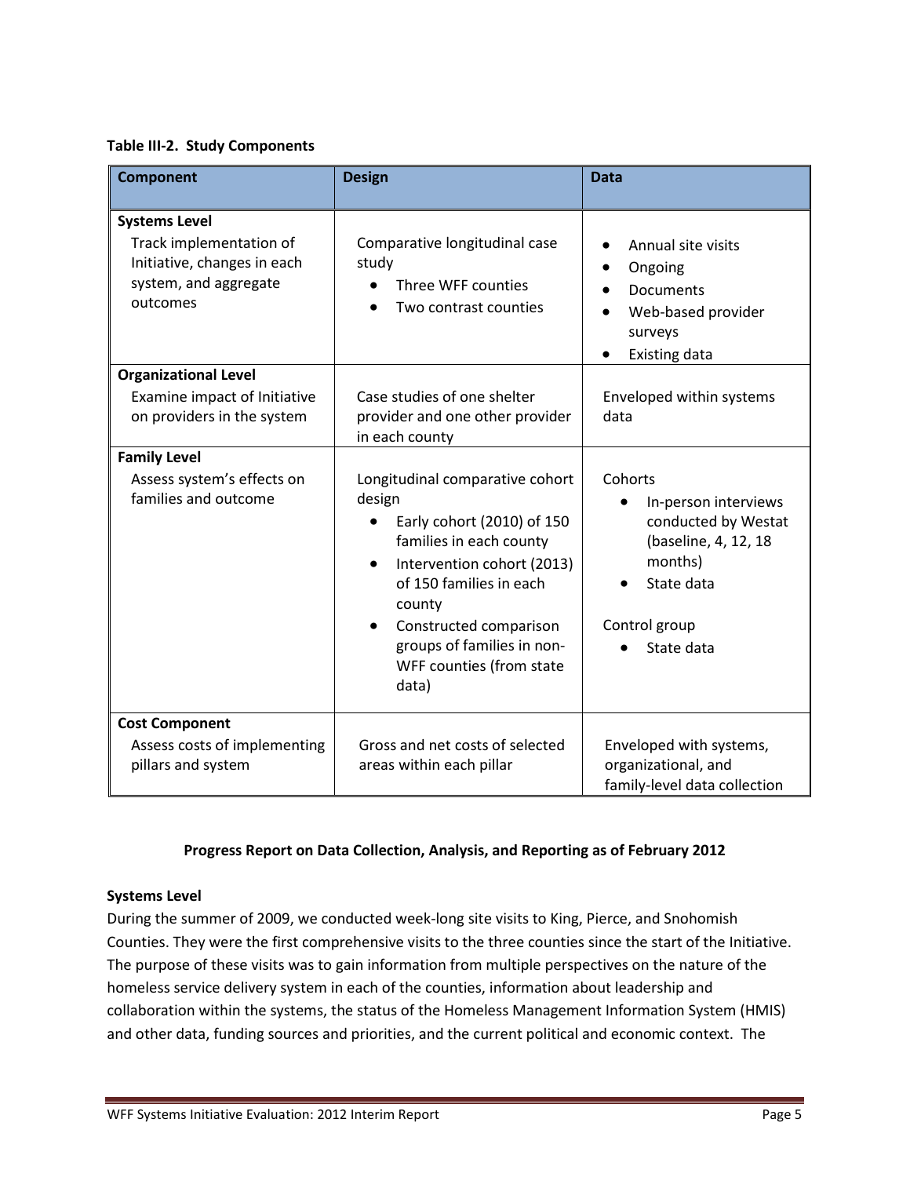**Table III-2. Study Components**

| Component | Design | Data |
|---|---|---|
| **Systems Level**<br>Track implementation of Initiative, changes in each system, and aggregate outcomes | Comparative longitudinal case study<br>• Three WFF counties<br>• Two contrast counties | • Annual site visits<br>• Ongoing<br>• Documents<br>• Web-based provider surveys<br>• Existing data |
| **Organizational Level**<br>Examine impact of Initiative on providers in the system | Case studies of one shelter provider and one other provider in each county | Enveloped within systems data |
| **Family Level**<br>Assess system's effects on families and outcome | Longitudinal comparative cohort design<br>• Early cohort (2010) of 150 families in each county<br>• Intervention cohort (2013) of 150 families in each county<br>• Constructed comparison groups of families in non-WFF counties (from state data) | Cohorts<br>• In-person interviews conducted by Westat (baseline, 4, 12, 18 months)<br>• State data<br><br>Control group<br>• State data |
| **Cost Component**<br>Assess costs of implementing pillars and system | Gross and net costs of selected areas within each pillar | Enveloped with systems, organizational, and family-level data collection |

### Progress Report on Data Collection, Analysis, and Reporting as of February 2012

**Systems Level**

During the summer of 2009, we conducted week-long site visits to King, Pierce, and Snohomish Counties. They were the first comprehensive visits to the three counties since the start of the Initiative. The purpose of these visits was to gain information from multiple perspectives on the nature of the homeless service delivery system in each of the counties, information about leadership and collaboration within the systems, the status of the Homeless Management Information System (HMIS) and other data, funding sources and priorities, and the current political and economic context. The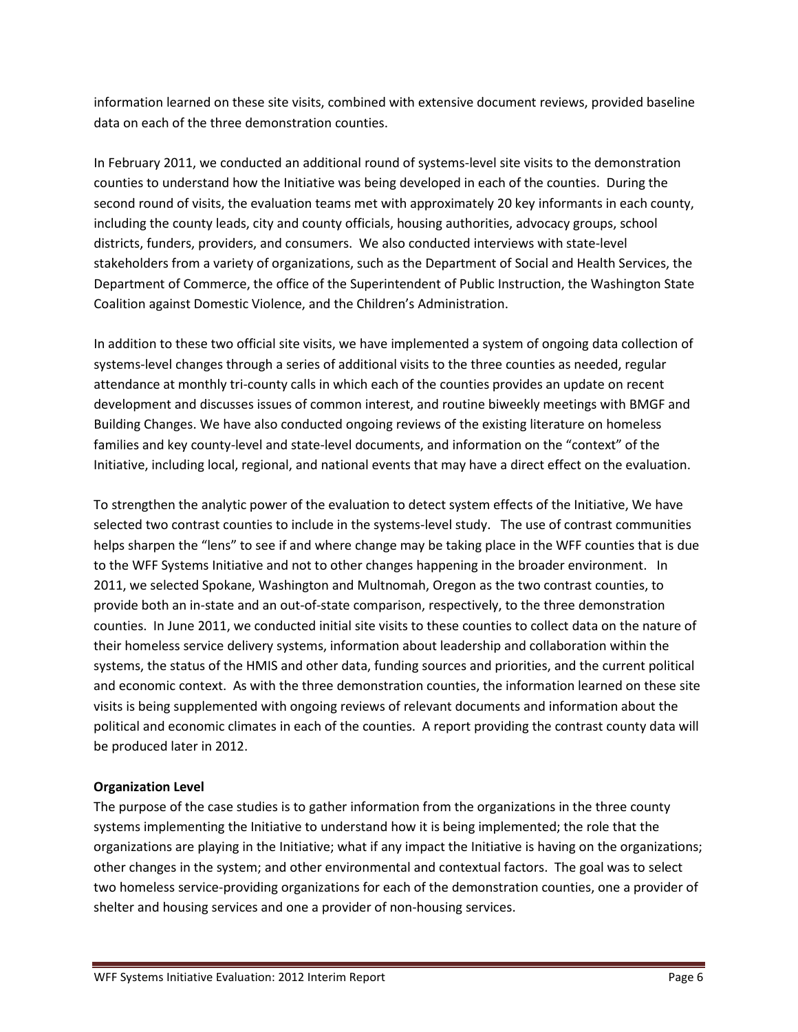information learned on these site visits, combined with extensive document reviews, provided baseline data on each of the three demonstration counties.

In February 2011, we conducted an additional round of systems-level site visits to the demonstration counties to understand how the Initiative was being developed in each of the counties. During the second round of visits, the evaluation teams met with approximately 20 key informants in each county, including the county leads, city and county officials, housing authorities, advocacy groups, school districts, funders, providers, and consumers. We also conducted interviews with state-level stakeholders from a variety of organizations, such as the Department of Social and Health Services, the Department of Commerce, the office of the Superintendent of Public Instruction, the Washington State Coalition against Domestic Violence, and the Children's Administration.

In addition to these two official site visits, we have implemented a system of ongoing data collection of systems-level changes through a series of additional visits to the three counties as needed, regular attendance at monthly tri-county calls in which each of the counties provides an update on recent development and discusses issues of common interest, and routine biweekly meetings with BMGF and Building Changes. We have also conducted ongoing reviews of the existing literature on homeless families and key county-level and state-level documents, and information on the "context" of the Initiative, including local, regional, and national events that may have a direct effect on the evaluation.

To strengthen the analytic power of the evaluation to detect system effects of the Initiative, We have selected two contrast counties to include in the systems-level study. The use of contrast communities helps sharpen the "lens" to see if and where change may be taking place in the WFF counties that is due to the WFF Systems Initiative and not to other changes happening in the broader environment. In 2011, we selected Spokane, Washington and Multnomah, Oregon as the two contrast counties, to provide both an in-state and an out-of-state comparison, respectively, to the three demonstration counties. In June 2011, we conducted initial site visits to these counties to collect data on the nature of their homeless service delivery systems, information about leadership and collaboration within the systems, the status of the HMIS and other data, funding sources and priorities, and the current political and economic context. As with the three demonstration counties, the information learned on these site visits is being supplemented with ongoing reviews of relevant documents and information about the political and economic climates in each of the counties. A report providing the contrast county data will be produced later in 2012.

**Organization Level**

The purpose of the case studies is to gather information from the organizations in the three county systems implementing the Initiative to understand how it is being implemented; the role that the organizations are playing in the Initiative; what if any impact the Initiative is having on the organizations; other changes in the system; and other environmental and contextual factors. The goal was to select two homeless service-providing organizations for each of the demonstration counties, one a provider of shelter and housing services and one a provider of non-housing services.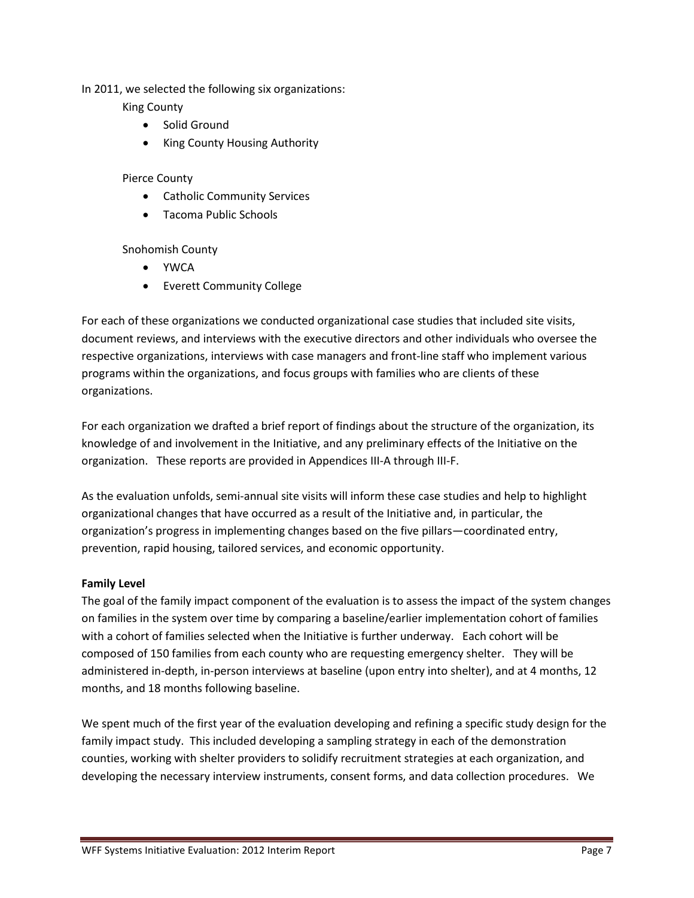In 2011, we selected the following six organizations:

King County

- Solid Ground
- King County Housing Authority

Pierce County

- Catholic Community Services
- Tacoma Public Schools

Snohomish County

- YWCA
- Everett Community College

For each of these organizations we conducted organizational case studies that included site visits, document reviews, and interviews with the executive directors and other individuals who oversee the respective organizations, interviews with case managers and front-line staff who implement various programs within the organizations, and focus groups with families who are clients of these organizations.

For each organization we drafted a brief report of findings about the structure of the organization, its knowledge of and involvement in the Initiative, and any preliminary effects of the Initiative on the organization. These reports are provided in Appendices III-A through III-F.

As the evaluation unfolds, semi-annual site visits will inform these case studies and help to highlight organizational changes that have occurred as a result of the Initiative and, in particular, the organization's progress in implementing changes based on the five pillars—coordinated entry, prevention, rapid housing, tailored services, and economic opportunity.

**Family Level**

The goal of the family impact component of the evaluation is to assess the impact of the system changes on families in the system over time by comparing a baseline/earlier implementation cohort of families with a cohort of families selected when the Initiative is further underway. Each cohort will be composed of 150 families from each county who are requesting emergency shelter. They will be administered in-depth, in-person interviews at baseline (upon entry into shelter), and at 4 months, 12 months, and 18 months following baseline.

We spent much of the first year of the evaluation developing and refining a specific study design for the family impact study. This included developing a sampling strategy in each of the demonstration counties, working with shelter providers to solidify recruitment strategies at each organization, and developing the necessary interview instruments, consent forms, and data collection procedures. We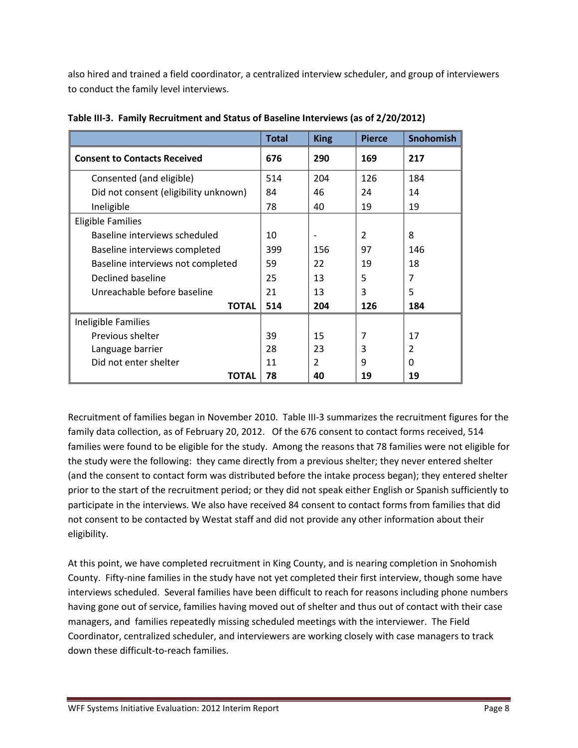also hired and trained a field coordinator, a centralized interview scheduler, and group of interviewers to conduct the family level interviews.

**Table III-3. Family Recruitment and Status of Baseline Interviews (as of 2/20/2012)**

| | Total | King | Pierce | Snohomish |
|---|---|---|---|---|
| **Consent to Contacts Received** | **676** | **290** | **169** | **217** |
| Consented (and eligible) | 514 | 204 | 126 | 184 |
| Did not consent (eligibility unknown) | 84 | 46 | 24 | 14 |
| Ineligible | 78 | 40 | 19 | 19 |
| Eligible Families | | | | |
| Baseline interviews scheduled | 10 | - | 2 | 8 |
| Baseline interviews completed | 399 | 156 | 97 | 146 |
| Baseline interviews not completed | 59 | 22 | 19 | 18 |
| Declined baseline | 25 | 13 | 5 | 7 |
| Unreachable before baseline | 21 | 13 | 3 | 5 |
| **TOTAL** | **514** | **204** | **126** | **184** |
| Ineligible Families | | | | |
| Previous shelter | 39 | 15 | 7 | 17 |
| Language barrier | 28 | 23 | 3 | 2 |
| Did not enter shelter | 11 | 2 | 9 | 0 |
| **TOTAL** | **78** | **40** | **19** | **19** |

Recruitment of families began in November 2010. Table III-3 summarizes the recruitment figures for the family data collection, as of February 20, 2012. Of the 676 consent to contact forms received, 514 families were found to be eligible for the study. Among the reasons that 78 families were not eligible for the study were the following: they came directly from a previous shelter; they never entered shelter (and the consent to contact form was distributed before the intake process began); they entered shelter prior to the start of the recruitment period; or they did not speak either English or Spanish sufficiently to participate in the interviews. We also have received 84 consent to contact forms from families that did not consent to be contacted by Westat staff and did not provide any other information about their eligibility.

At this point, we have completed recruitment in King County, and is nearing completion in Snohomish County. Fifty-nine families in the study have not yet completed their first interview, though some have interviews scheduled. Several families have been difficult to reach for reasons including phone numbers having gone out of service, families having moved out of shelter and thus out of contact with their case managers, and families repeatedly missing scheduled meetings with the interviewer. The Field Coordinator, centralized scheduler, and interviewers are working closely with case managers to track down these difficult-to-reach families.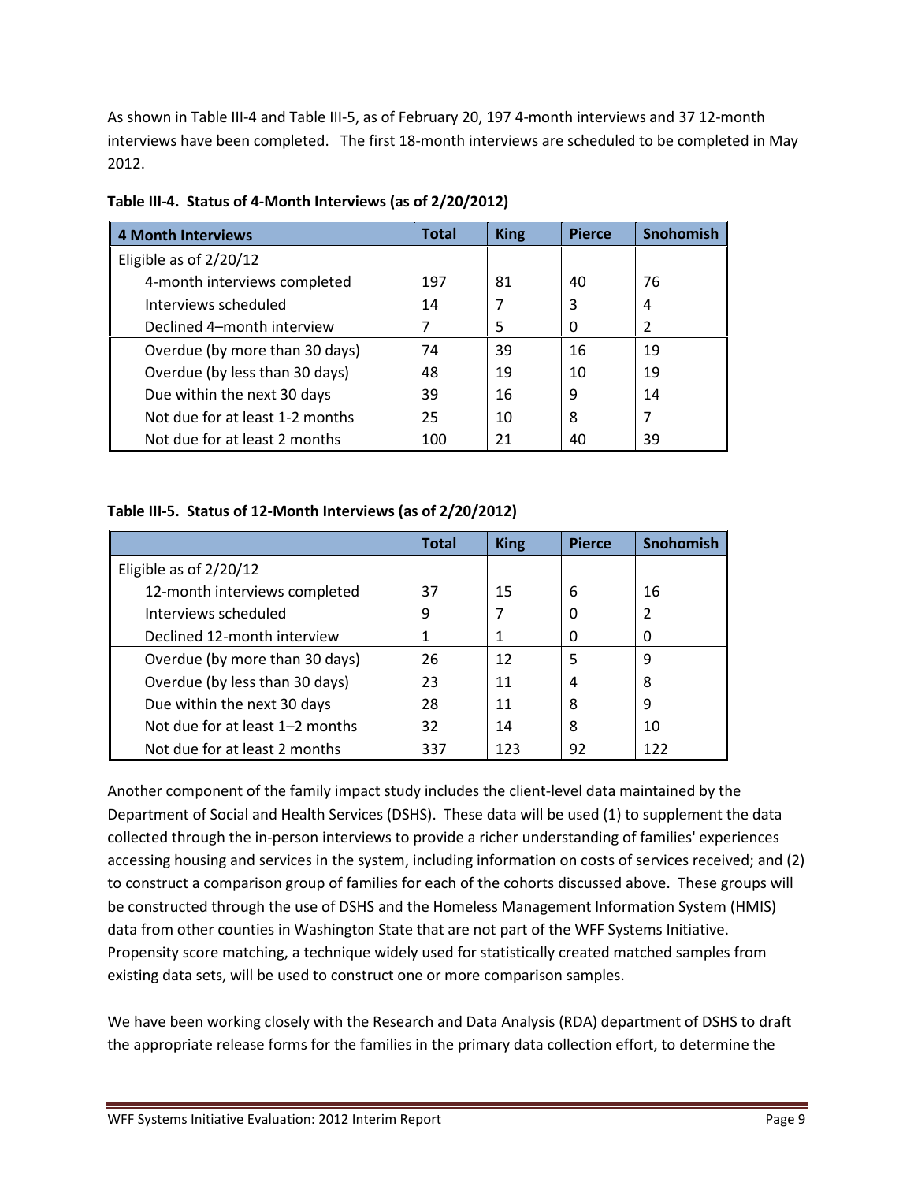As shown in Table III-4 and Table III-5, as of February 20, 197 4-month interviews and 37 12-month interviews have been completed. The first 18-month interviews are scheduled to be completed in May 2012.

**Table III-4. Status of 4-Month Interviews (as of 2/20/2012)**

| 4 Month Interviews | Total | King | Pierce | Snohomish |
|---|---|---|---|---|
| Eligible as of 2/20/12 | | | | |
| 4-month interviews completed | 197 | 81 | 40 | 76 |
| Interviews scheduled | 14 | 7 | 3 | 4 |
| Declined 4–month interview | 7 | 5 | 0 | 2 |
| Overdue (by more than 30 days) | 74 | 39 | 16 | 19 |
| Overdue (by less than 30 days) | 48 | 19 | 10 | 19 |
| Due within the next 30 days | 39 | 16 | 9 | 14 |
| Not due for at least 1-2 months | 25 | 10 | 8 | 7 |
| Not due for at least 2 months | 100 | 21 | 40 | 39 |

**Table III-5. Status of 12-Month Interviews (as of 2/20/2012)**

| | Total | King | Pierce | Snohomish |
|---|---|---|---|---|
| Eligible as of 2/20/12 | | | | |
| 12-month interviews completed | 37 | 15 | 6 | 16 |
| Interviews scheduled | 9 | 7 | 0 | 2 |
| Declined 12-month interview | 1 | 1 | 0 | 0 |
| Overdue (by more than 30 days) | 26 | 12 | 5 | 9 |
| Overdue (by less than 30 days) | 23 | 11 | 4 | 8 |
| Due within the next 30 days | 28 | 11 | 8 | 9 |
| Not due for at least 1–2 months | 32 | 14 | 8 | 10 |
| Not due for at least 2 months | 337 | 123 | 92 | 122 |

Another component of the family impact study includes the client-level data maintained by the Department of Social and Health Services (DSHS). These data will be used (1) to supplement the data collected through the in-person interviews to provide a richer understanding of families' experiences accessing housing and services in the system, including information on costs of services received; and (2) to construct a comparison group of families for each of the cohorts discussed above. These groups will be constructed through the use of DSHS and the Homeless Management Information System (HMIS) data from other counties in Washington State that are not part of the WFF Systems Initiative. Propensity score matching, a technique widely used for statistically created matched samples from existing data sets, will be used to construct one or more comparison samples.

We have been working closely with the Research and Data Analysis (RDA) department of DSHS to draft the appropriate release forms for the families in the primary data collection effort, to determine the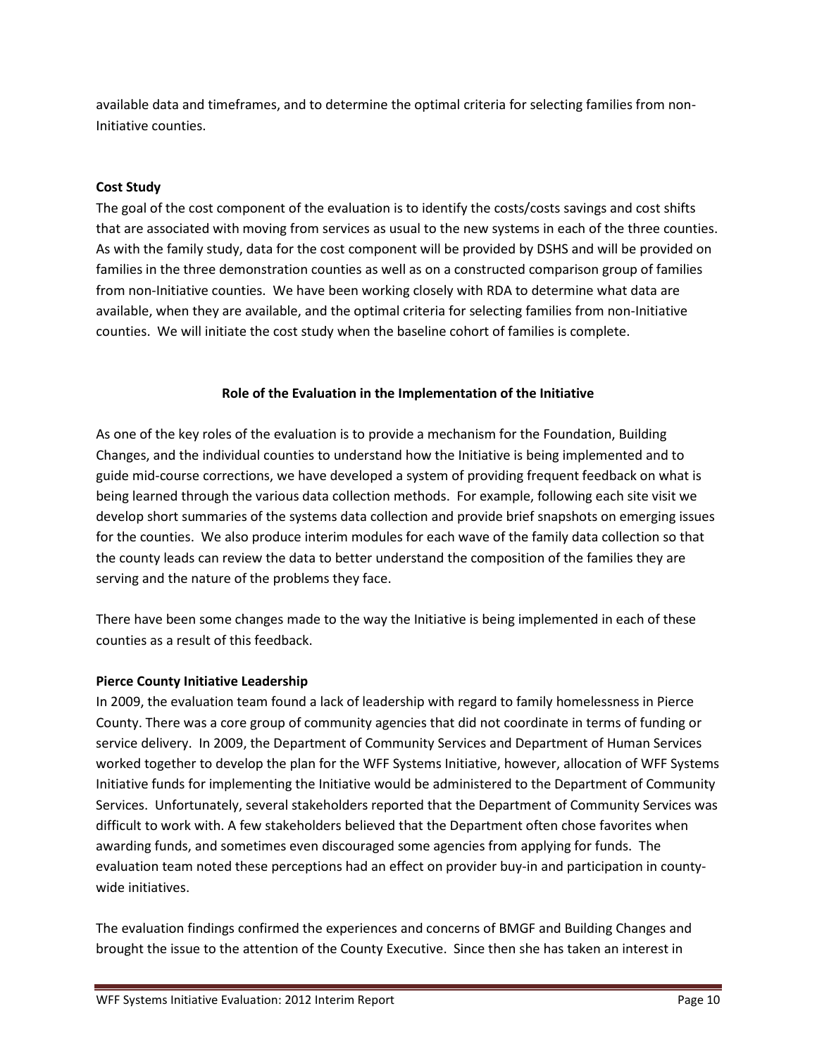available data and timeframes, and to determine the optimal criteria for selecting families from non-Initiative counties.

**Cost Study**

The goal of the cost component of the evaluation is to identify the costs/costs savings and cost shifts that are associated with moving from services as usual to the new systems in each of the three counties. As with the family study, data for the cost component will be provided by DSHS and will be provided on families in the three demonstration counties as well as on a constructed comparison group of families from non-Initiative counties. We have been working closely with RDA to determine what data are available, when they are available, and the optimal criteria for selecting families from non-Initiative counties. We will initiate the cost study when the baseline cohort of families is complete.

## Role of the Evaluation in the Implementation of the Initiative

As one of the key roles of the evaluation is to provide a mechanism for the Foundation, Building Changes, and the individual counties to understand how the Initiative is being implemented and to guide mid-course corrections, we have developed a system of providing frequent feedback on what is being learned through the various data collection methods. For example, following each site visit we develop short summaries of the systems data collection and provide brief snapshots on emerging issues for the counties. We also produce interim modules for each wave of the family data collection so that the county leads can review the data to better understand the composition of the families they are serving and the nature of the problems they face.

There have been some changes made to the way the Initiative is being implemented in each of these counties as a result of this feedback.

**Pierce County Initiative Leadership**

In 2009, the evaluation team found a lack of leadership with regard to family homelessness in Pierce County. There was a core group of community agencies that did not coordinate in terms of funding or service delivery. In 2009, the Department of Community Services and Department of Human Services worked together to develop the plan for the WFF Systems Initiative, however, allocation of WFF Systems Initiative funds for implementing the Initiative would be administered to the Department of Community Services. Unfortunately, several stakeholders reported that the Department of Community Services was difficult to work with. A few stakeholders believed that the Department often chose favorites when awarding funds, and sometimes even discouraged some agencies from applying for funds. The evaluation team noted these perceptions had an effect on provider buy-in and participation in county-wide initiatives.

The evaluation findings confirmed the experiences and concerns of BMGF and Building Changes and brought the issue to the attention of the County Executive. Since then she has taken an interest in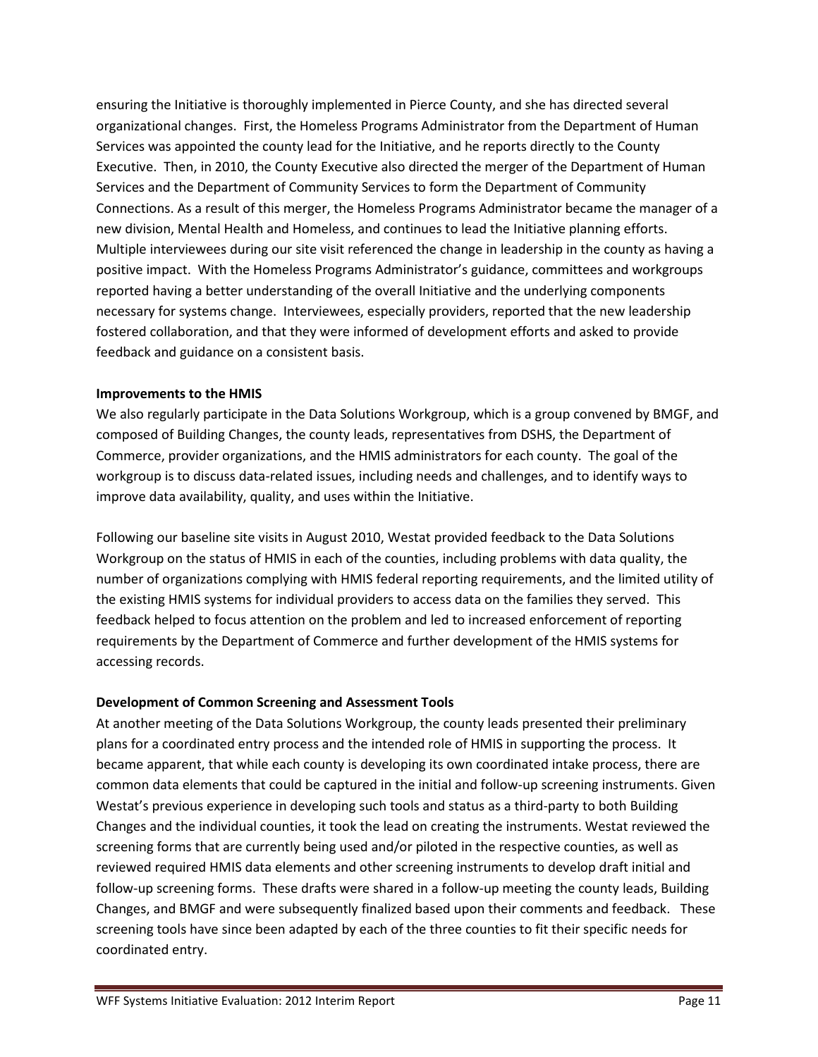ensuring the Initiative is thoroughly implemented in Pierce County, and she has directed several organizational changes. First, the Homeless Programs Administrator from the Department of Human Services was appointed the county lead for the Initiative, and he reports directly to the County Executive. Then, in 2010, the County Executive also directed the merger of the Department of Human Services and the Department of Community Services to form the Department of Community Connections. As a result of this merger, the Homeless Programs Administrator became the manager of a new division, Mental Health and Homeless, and continues to lead the Initiative planning efforts. Multiple interviewees during our site visit referenced the change in leadership in the county as having a positive impact. With the Homeless Programs Administrator's guidance, committees and workgroups reported having a better understanding of the overall Initiative and the underlying components necessary for systems change. Interviewees, especially providers, reported that the new leadership fostered collaboration, and that they were informed of development efforts and asked to provide feedback and guidance on a consistent basis.

**Improvements to the HMIS**

We also regularly participate in the Data Solutions Workgroup, which is a group convened by BMGF, and composed of Building Changes, the county leads, representatives from DSHS, the Department of Commerce, provider organizations, and the HMIS administrators for each county. The goal of the workgroup is to discuss data-related issues, including needs and challenges, and to identify ways to improve data availability, quality, and uses within the Initiative.

Following our baseline site visits in August 2010, Westat provided feedback to the Data Solutions Workgroup on the status of HMIS in each of the counties, including problems with data quality, the number of organizations complying with HMIS federal reporting requirements, and the limited utility of the existing HMIS systems for individual providers to access data on the families they served. This feedback helped to focus attention on the problem and led to increased enforcement of reporting requirements by the Department of Commerce and further development of the HMIS systems for accessing records.

**Development of Common Screening and Assessment Tools**

At another meeting of the Data Solutions Workgroup, the county leads presented their preliminary plans for a coordinated entry process and the intended role of HMIS in supporting the process. It became apparent, that while each county is developing its own coordinated intake process, there are common data elements that could be captured in the initial and follow-up screening instruments. Given Westat's previous experience in developing such tools and status as a third-party to both Building Changes and the individual counties, it took the lead on creating the instruments. Westat reviewed the screening forms that are currently being used and/or piloted in the respective counties, as well as reviewed required HMIS data elements and other screening instruments to develop draft initial and follow-up screening forms. These drafts were shared in a follow-up meeting the county leads, Building Changes, and BMGF and were subsequently finalized based upon their comments and feedback. These screening tools have since been adapted by each of the three counties to fit their specific needs for coordinated entry.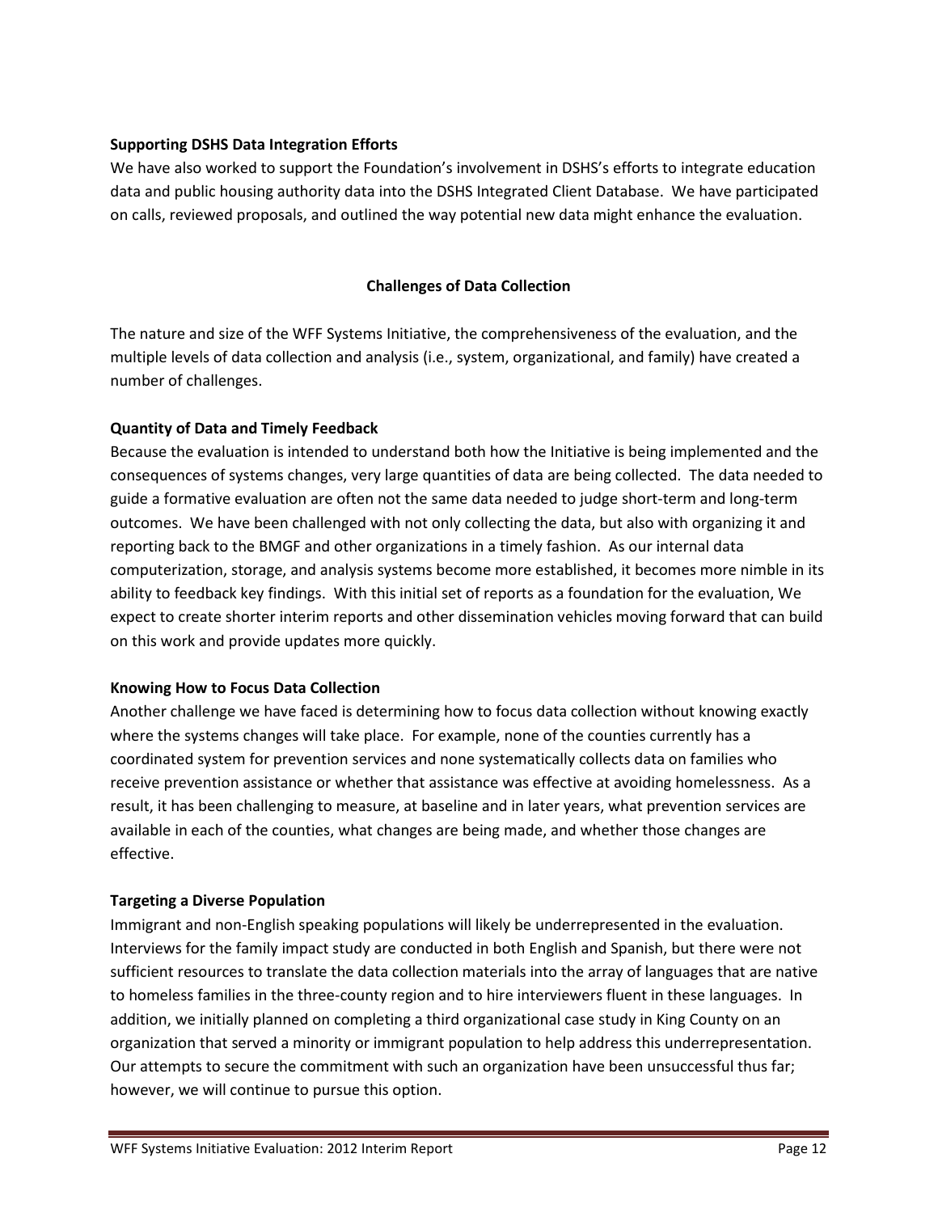**Supporting DSHS Data Integration Efforts**

We have also worked to support the Foundation's involvement in DSHS's efforts to integrate education data and public housing authority data into the DSHS Integrated Client Database. We have participated on calls, reviewed proposals, and outlined the way potential new data might enhance the evaluation.

## Challenges of Data Collection

The nature and size of the WFF Systems Initiative, the comprehensiveness of the evaluation, and the multiple levels of data collection and analysis (i.e., system, organizational, and family) have created a number of challenges.

**Quantity of Data and Timely Feedback**

Because the evaluation is intended to understand both how the Initiative is being implemented and the consequences of systems changes, very large quantities of data are being collected. The data needed to guide a formative evaluation are often not the same data needed to judge short-term and long-term outcomes. We have been challenged with not only collecting the data, but also with organizing it and reporting back to the BMGF and other organizations in a timely fashion. As our internal data computerization, storage, and analysis systems become more established, it becomes more nimble in its ability to feedback key findings. With this initial set of reports as a foundation for the evaluation, We expect to create shorter interim reports and other dissemination vehicles moving forward that can build on this work and provide updates more quickly.

**Knowing How to Focus Data Collection**

Another challenge we have faced is determining how to focus data collection without knowing exactly where the systems changes will take place. For example, none of the counties currently has a coordinated system for prevention services and none systematically collects data on families who receive prevention assistance or whether that assistance was effective at avoiding homelessness. As a result, it has been challenging to measure, at baseline and in later years, what prevention services are available in each of the counties, what changes are being made, and whether those changes are effective.

**Targeting a Diverse Population**

Immigrant and non-English speaking populations will likely be underrepresented in the evaluation. Interviews for the family impact study are conducted in both English and Spanish, but there were not sufficient resources to translate the data collection materials into the array of languages that are native to homeless families in the three-county region and to hire interviewers fluent in these languages. In addition, we initially planned on completing a third organizational case study in King County on an organization that served a minority or immigrant population to help address this underrepresentation. Our attempts to secure the commitment with such an organization have been unsuccessful thus far; however, we will continue to pursue this option.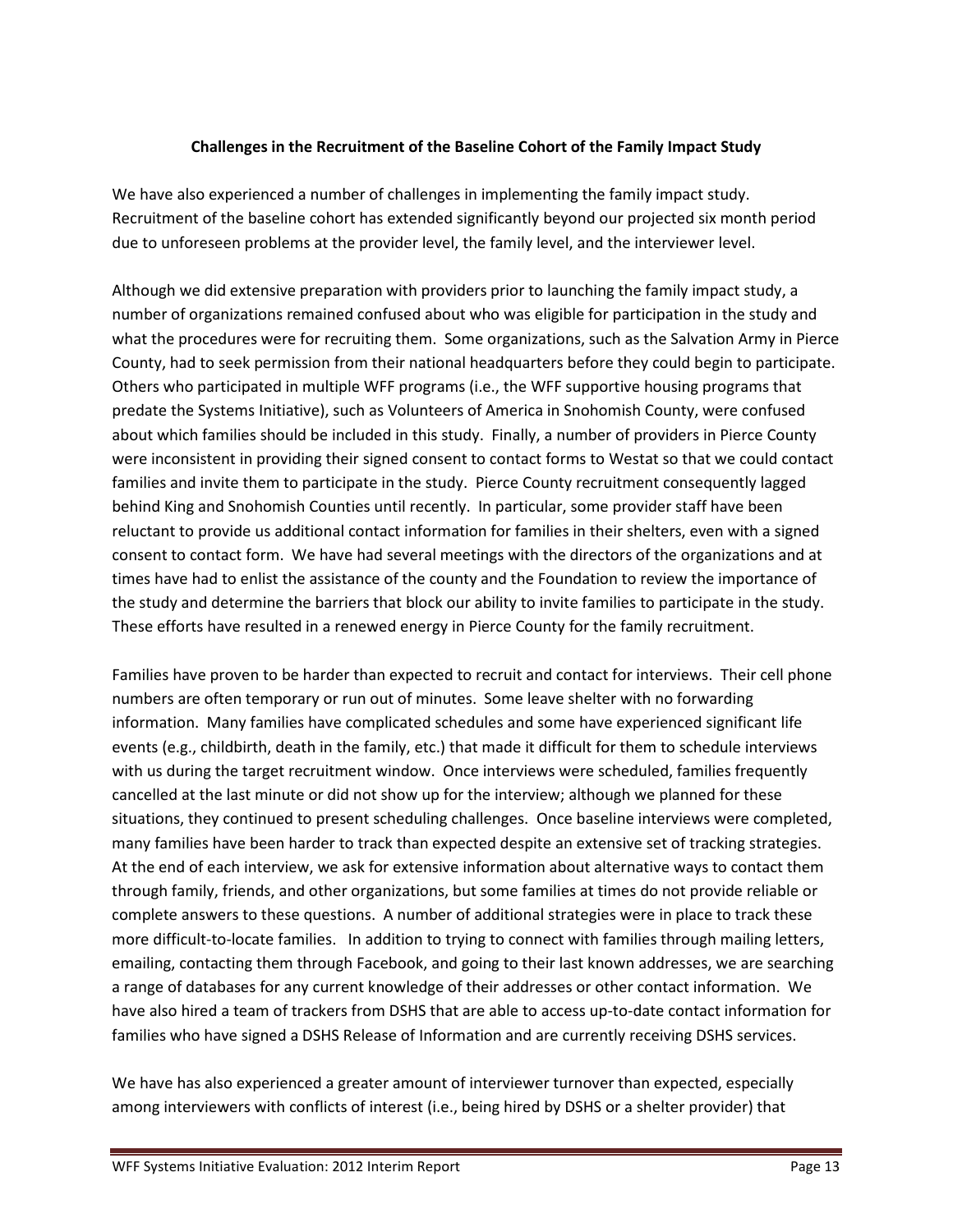### Challenges in the Recruitment of the Baseline Cohort of the Family Impact Study

We have also experienced a number of challenges in implementing the family impact study. Recruitment of the baseline cohort has extended significantly beyond our projected six month period due to unforeseen problems at the provider level, the family level, and the interviewer level.

Although we did extensive preparation with providers prior to launching the family impact study, a number of organizations remained confused about who was eligible for participation in the study and what the procedures were for recruiting them. Some organizations, such as the Salvation Army in Pierce County, had to seek permission from their national headquarters before they could begin to participate. Others who participated in multiple WFF programs (i.e., the WFF supportive housing programs that predate the Systems Initiative), such as Volunteers of America in Snohomish County, were confused about which families should be included in this study. Finally, a number of providers in Pierce County were inconsistent in providing their signed consent to contact forms to Westat so that we could contact families and invite them to participate in the study. Pierce County recruitment consequently lagged behind King and Snohomish Counties until recently. In particular, some provider staff have been reluctant to provide us additional contact information for families in their shelters, even with a signed consent to contact form. We have had several meetings with the directors of the organizations and at times have had to enlist the assistance of the county and the Foundation to review the importance of the study and determine the barriers that block our ability to invite families to participate in the study. These efforts have resulted in a renewed energy in Pierce County for the family recruitment.

Families have proven to be harder than expected to recruit and contact for interviews. Their cell phone numbers are often temporary or run out of minutes. Some leave shelter with no forwarding information. Many families have complicated schedules and some have experienced significant life events (e.g., childbirth, death in the family, etc.) that made it difficult for them to schedule interviews with us during the target recruitment window. Once interviews were scheduled, families frequently cancelled at the last minute or did not show up for the interview; although we planned for these situations, they continued to present scheduling challenges. Once baseline interviews were completed, many families have been harder to track than expected despite an extensive set of tracking strategies. At the end of each interview, we ask for extensive information about alternative ways to contact them through family, friends, and other organizations, but some families at times do not provide reliable or complete answers to these questions. A number of additional strategies were in place to track these more difficult-to-locate families. In addition to trying to connect with families through mailing letters, emailing, contacting them through Facebook, and going to their last known addresses, we are searching a range of databases for any current knowledge of their addresses or other contact information. We have also hired a team of trackers from DSHS that are able to access up-to-date contact information for families who have signed a DSHS Release of Information and are currently receiving DSHS services.

We have has also experienced a greater amount of interviewer turnover than expected, especially among interviewers with conflicts of interest (i.e., being hired by DSHS or a shelter provider) that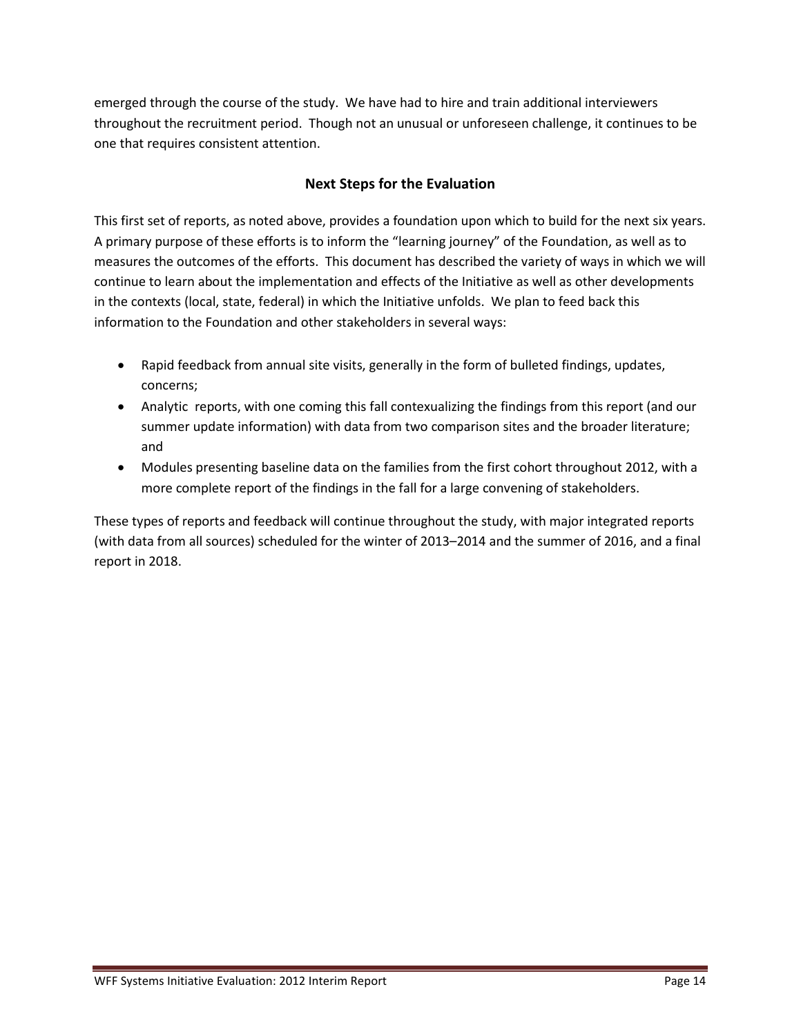emerged through the course of the study. We have had to hire and train additional interviewers throughout the recruitment period. Though not an unusual or unforeseen challenge, it continues to be one that requires consistent attention.

### Next Steps for the Evaluation

This first set of reports, as noted above, provides a foundation upon which to build for the next six years. A primary purpose of these efforts is to inform the "learning journey" of the Foundation, as well as to measures the outcomes of the efforts. This document has described the variety of ways in which we will continue to learn about the implementation and effects of the Initiative as well as other developments in the contexts (local, state, federal) in which the Initiative unfolds. We plan to feed back this information to the Foundation and other stakeholders in several ways:

- Rapid feedback from annual site visits, generally in the form of bulleted findings, updates, concerns;
- Analytic reports, with one coming this fall contexualizing the findings from this report (and our summer update information) with data from two comparison sites and the broader literature; and
- Modules presenting baseline data on the families from the first cohort throughout 2012, with a more complete report of the findings in the fall for a large convening of stakeholders.

These types of reports and feedback will continue throughout the study, with major integrated reports (with data from all sources) scheduled for the winter of 2013–2014 and the summer of 2016, and a final report in 2018.